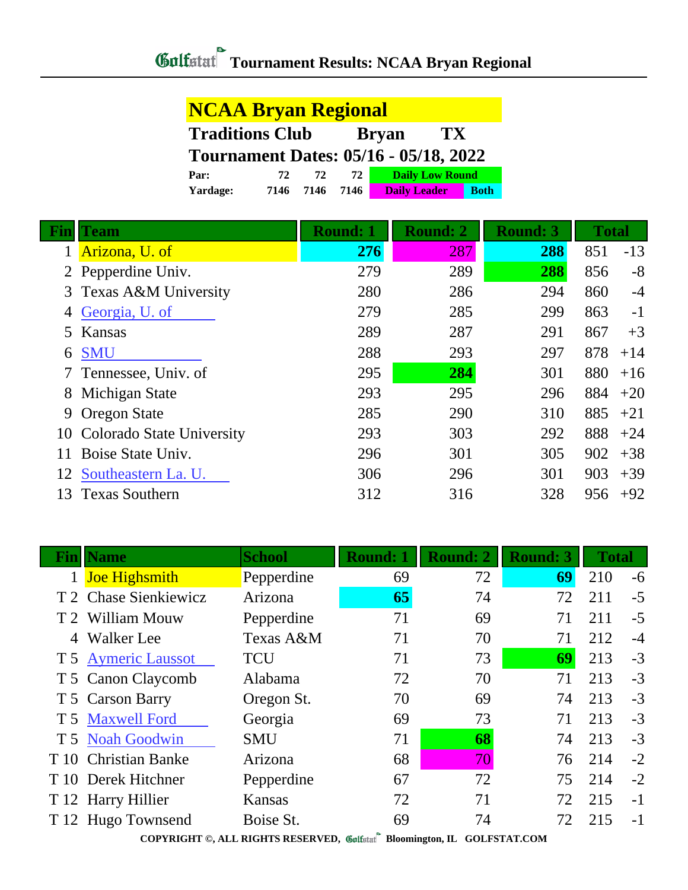# Golfstat Tournament Results: NCAA Bryan Regional

## NCAA Bryan Regional

**Traditions Club Bryan TX**

**Tournament Dates: 05/16 - 05/18, 2022**

| | | | | |
|---|---|---|---|---|
| **Par:** | 72 | 72 | 72 | Daily Low Round |
| **Yardage:** | 7146 | 7146 | 7146 | Daily Leader / Both |

| Fin | Team | Round: 1 | Round: 2 | Round: 3 | Total | |
|---|---|---|---|---|---|---|
| 1 | Arizona, U. of | **276** | 287 | **288** | 851 | -13 |
| 2 | Pepperdine Univ. | 279 | 289 | **288** | 856 | -8 |
| 3 | Texas A&M University | 280 | 286 | 294 | 860 | -4 |
| 4 | Georgia, U. of | 279 | 285 | 299 | 863 | -1 |
| 5 | Kansas | 289 | 287 | 291 | 867 | +3 |
| 6 | SMU | 288 | 293 | 297 | 878 | +14 |
| 7 | Tennessee, Univ. of | 295 | **284** | 301 | 880 | +16 |
| 8 | Michigan State | 293 | 295 | 296 | 884 | +20 |
| 9 | Oregon State | 285 | 290 | 310 | 885 | +21 |
| 10 | Colorado State University | 293 | 303 | 292 | 888 | +24 |
| 11 | Boise State Univ. | 296 | 301 | 305 | 902 | +38 |
| 12 | Southeastern La. U. | 306 | 296 | 301 | 903 | +39 |
| 13 | Texas Southern | 312 | 316 | 328 | 956 | +92 |

| Fin | Name | School | Round: 1 | Round: 2 | Round: 3 | Total | |
|---|---|---|---|---|---|---|---|
| 1 | Joe Highsmith | Pepperdine | 69 | 72 | **69** | 210 | -6 |
| T 2 | Chase Sienkiewicz | Arizona | **65** | 74 | 72 | 211 | -5 |
| T 2 | William Mouw | Pepperdine | 71 | 69 | 71 | 211 | -5 |
| 4 | Walker Lee | Texas A&M | 71 | 70 | 71 | 212 | -4 |
| T 5 | Aymeric Laussot | TCU | 71 | 73 | **69** | 213 | -3 |
| T 5 | Canon Claycomb | Alabama | 72 | 70 | 71 | 213 | -3 |
| T 5 | Carson Barry | Oregon St. | 70 | 69 | 74 | 213 | -3 |
| T 5 | Maxwell Ford | Georgia | 69 | 73 | 71 | 213 | -3 |
| T 5 | Noah Goodwin | SMU | 71 | **68** | 74 | 213 | -3 |
| T 10 | Christian Banke | Arizona | 68 | 70 | 76 | 214 | -2 |
| T 10 | Derek Hitchner | Pepperdine | 67 | 72 | 75 | 214 | -2 |
| T 12 | Harry Hillier | Kansas | 72 | 71 | 72 | 215 | -1 |
| T 12 | Hugo Townsend | Boise St. | 69 | 74 | 72 | 215 | -1 |

COPYRIGHT ©, ALL RIGHTS RESERVED, Golfstat Bloomington, IL GOLFSTAT.COM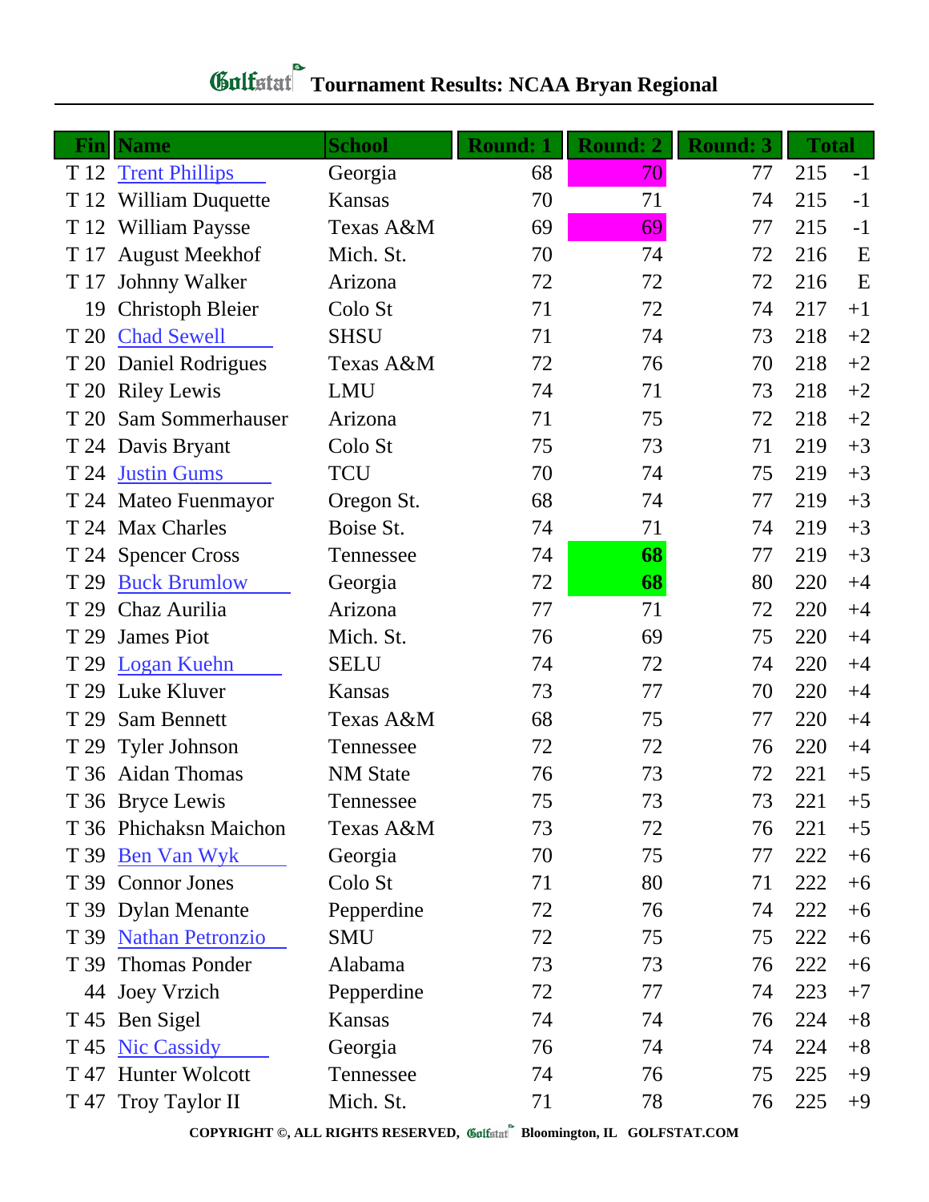# Tournament Results: NCAA Bryan Regional

| Fin | Name | School | Round: 1 | Round: 2 | Round: 3 | Total | |
|---|---|---|---|---|---|---|---|
| T 12 | Trent Phillips | Georgia | 68 | 70 | 77 | 215 | -1 |
| T 12 | William Duquette | Kansas | 70 | 71 | 74 | 215 | -1 |
| T 12 | William Paysse | Texas A&M | 69 | 69 | 77 | 215 | -1 |
| T 17 | August Meekhof | Mich. St. | 70 | 74 | 72 | 216 | E |
| T 17 | Johnny Walker | Arizona | 72 | 72 | 72 | 216 | E |
| 19 | Christoph Bleier | Colo St | 71 | 72 | 74 | 217 | +1 |
| T 20 | Chad Sewell | SHSU | 71 | 74 | 73 | 218 | +2 |
| T 20 | Daniel Rodrigues | Texas A&M | 72 | 76 | 70 | 218 | +2 |
| T 20 | Riley Lewis | LMU | 74 | 71 | 73 | 218 | +2 |
| T 20 | Sam Sommerhauser | Arizona | 71 | 75 | 72 | 218 | +2 |
| T 24 | Davis Bryant | Colo St | 75 | 73 | 71 | 219 | +3 |
| T 24 | Justin Gums | TCU | 70 | 74 | 75 | 219 | +3 |
| T 24 | Mateo Fuenmayor | Oregon St. | 68 | 74 | 77 | 219 | +3 |
| T 24 | Max Charles | Boise St. | 74 | 71 | 74 | 219 | +3 |
| T 24 | Spencer Cross | Tennessee | 74 | **68** | 77 | 219 | +3 |
| T 29 | Buck Brumlow | Georgia | 72 | **68** | 80 | 220 | +4 |
| T 29 | Chaz Aurilia | Arizona | 77 | 71 | 72 | 220 | +4 |
| T 29 | James Piot | Mich. St. | 76 | 69 | 75 | 220 | +4 |
| T 29 | Logan Kuehn | SELU | 74 | 72 | 74 | 220 | +4 |
| T 29 | Luke Kluver | Kansas | 73 | 77 | 70 | 220 | +4 |
| T 29 | Sam Bennett | Texas A&M | 68 | 75 | 77 | 220 | +4 |
| T 29 | Tyler Johnson | Tennessee | 72 | 72 | 76 | 220 | +4 |
| T 36 | Aidan Thomas | NM State | 76 | 73 | 72 | 221 | +5 |
| T 36 | Bryce Lewis | Tennessee | 75 | 73 | 73 | 221 | +5 |
| T 36 | Phichaksn Maichon | Texas A&M | 73 | 72 | 76 | 221 | +5 |
| T 39 | Ben Van Wyk | Georgia | 70 | 75 | 77 | 222 | +6 |
| T 39 | Connor Jones | Colo St | 71 | 80 | 71 | 222 | +6 |
| T 39 | Dylan Menante | Pepperdine | 72 | 76 | 74 | 222 | +6 |
| T 39 | Nathan Petronzio | SMU | 72 | 75 | 75 | 222 | +6 |
| T 39 | Thomas Ponder | Alabama | 73 | 73 | 76 | 222 | +6 |
| 44 | Joey Vrzich | Pepperdine | 72 | 77 | 74 | 223 | +7 |
| T 45 | Ben Sigel | Kansas | 74 | 74 | 76 | 224 | +8 |
| T 45 | Nic Cassidy | Georgia | 76 | 74 | 74 | 224 | +8 |
| T 47 | Hunter Wolcott | Tennessee | 74 | 76 | 75 | 225 | +9 |
| T 47 | Troy Taylor II | Mich. St. | 71 | 78 | 76 | 225 | +9 |

COPYRIGHT ©, ALL RIGHTS RESERVED, Golfstat Bloomington, IL GOLFSTAT.COM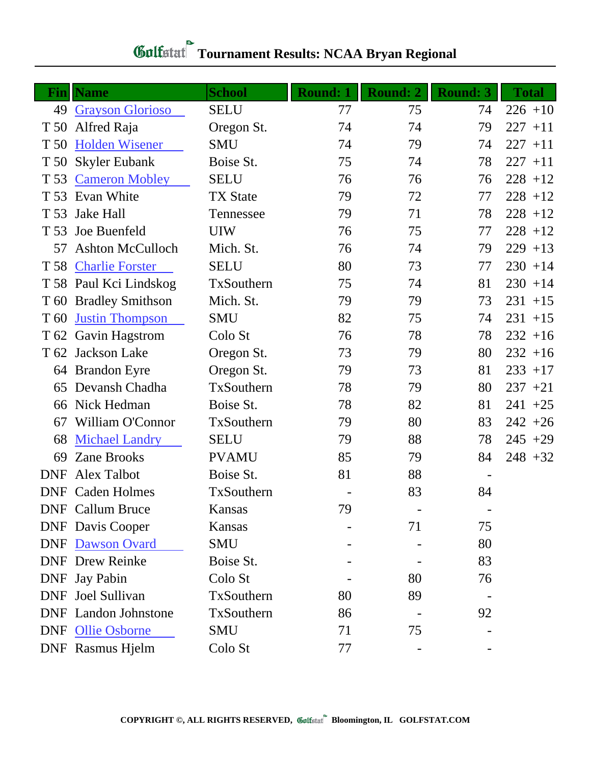# Golfstat Tournament Results: NCAA Bryan Regional

| Fin | Name | School | Round: 1 | Round: 2 | Round: 3 | Total | |
|---|---|---|---|---|---|---|---|
| 49 | Grayson Glorioso | SELU | 77 | 75 | 74 | 226 | +10 |
| T 50 | Alfred Raja | Oregon St. | 74 | 74 | 79 | 227 | +11 |
| T 50 | Holden Wisener | SMU | 74 | 79 | 74 | 227 | +11 |
| T 50 | Skyler Eubank | Boise St. | 75 | 74 | 78 | 227 | +11 |
| T 53 | Cameron Mobley | SELU | 76 | 76 | 76 | 228 | +12 |
| T 53 | Evan White | TX State | 79 | 72 | 77 | 228 | +12 |
| T 53 | Jake Hall | Tennessee | 79 | 71 | 78 | 228 | +12 |
| T 53 | Joe Buenfeld | UIW | 76 | 75 | 77 | 228 | +12 |
| 57 | Ashton McCulloch | Mich. St. | 76 | 74 | 79 | 229 | +13 |
| T 58 | Charlie Forster | SELU | 80 | 73 | 77 | 230 | +14 |
| T 58 | Paul Kci Lindskog | TxSouthern | 75 | 74 | 81 | 230 | +14 |
| T 60 | Bradley Smithson | Mich. St. | 79 | 79 | 73 | 231 | +15 |
| T 60 | Justin Thompson | SMU | 82 | 75 | 74 | 231 | +15 |
| T 62 | Gavin Hagstrom | Colo St | 76 | 78 | 78 | 232 | +16 |
| T 62 | Jackson Lake | Oregon St. | 73 | 79 | 80 | 232 | +16 |
| 64 | Brandon Eyre | Oregon St. | 79 | 73 | 81 | 233 | +17 |
| 65 | Devansh Chadha | TxSouthern | 78 | 79 | 80 | 237 | +21 |
| 66 | Nick Hedman | Boise St. | 78 | 82 | 81 | 241 | +25 |
| 67 | William O'Connor | TxSouthern | 79 | 80 | 83 | 242 | +26 |
| 68 | Michael Landry | SELU | 79 | 88 | 78 | 245 | +29 |
| 69 | Zane Brooks | PVAMU | 85 | 79 | 84 | 248 | +32 |
| DNF | Alex Talbot | Boise St. | 81 | 88 | - | | |
| DNF | Caden Holmes | TxSouthern | - | 83 | 84 | | |
| DNF | Callum Bruce | Kansas | 79 | - | - | | |
| DNF | Davis Cooper | Kansas | - | 71 | 75 | | |
| DNF | Dawson Ovard | SMU | - | - | 80 | | |
| DNF | Drew Reinke | Boise St. | - | - | 83 | | |
| DNF | Jay Pabin | Colo St | - | 80 | 76 | | |
| DNF | Joel Sullivan | TxSouthern | 80 | 89 | - | | |
| DNF | Landon Johnstone | TxSouthern | 86 | - | 92 | | |
| DNF | Ollie Osborne | SMU | 71 | 75 | - | | |
| DNF | Rasmus Hjelm | Colo St | 77 | - | - | | |

COPYRIGHT ©, ALL RIGHTS RESERVED, Golfstat Bloomington, IL GOLFSTAT.COM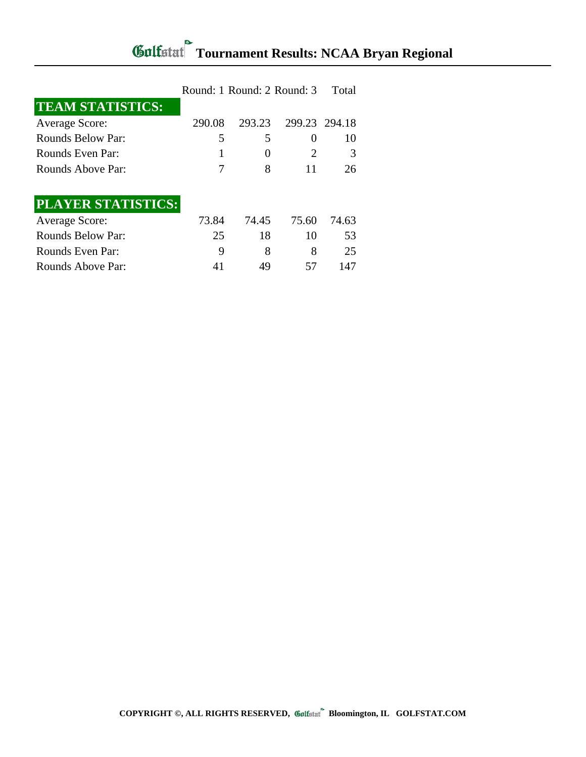# Golfstat Tournament Results: NCAA Bryan Regional

| | Round: 1 | Round: 2 | Round: 3 | Total |
|---|---|---|---|---|
| **TEAM STATISTICS:** | | | | |
| Average Score: | 290.08 | 293.23 | 299.23 | 294.18 |
| Rounds Below Par: | 5 | 5 | 0 | 10 |
| Rounds Even Par: | 1 | 0 | 2 | 3 |
| Rounds Above Par: | 7 | 8 | 11 | 26 |
| **PLAYER STATISTICS:** | | | | |
| Average Score: | 73.84 | 74.45 | 75.60 | 74.63 |
| Rounds Below Par: | 25 | 18 | 10 | 53 |
| Rounds Even Par: | 9 | 8 | 8 | 25 |
| Rounds Above Par: | 41 | 49 | 57 | 147 |

**COPYRIGHT ©, ALL RIGHTS RESERVED, Golfstat Bloomington, IL GOLFSTAT.COM**